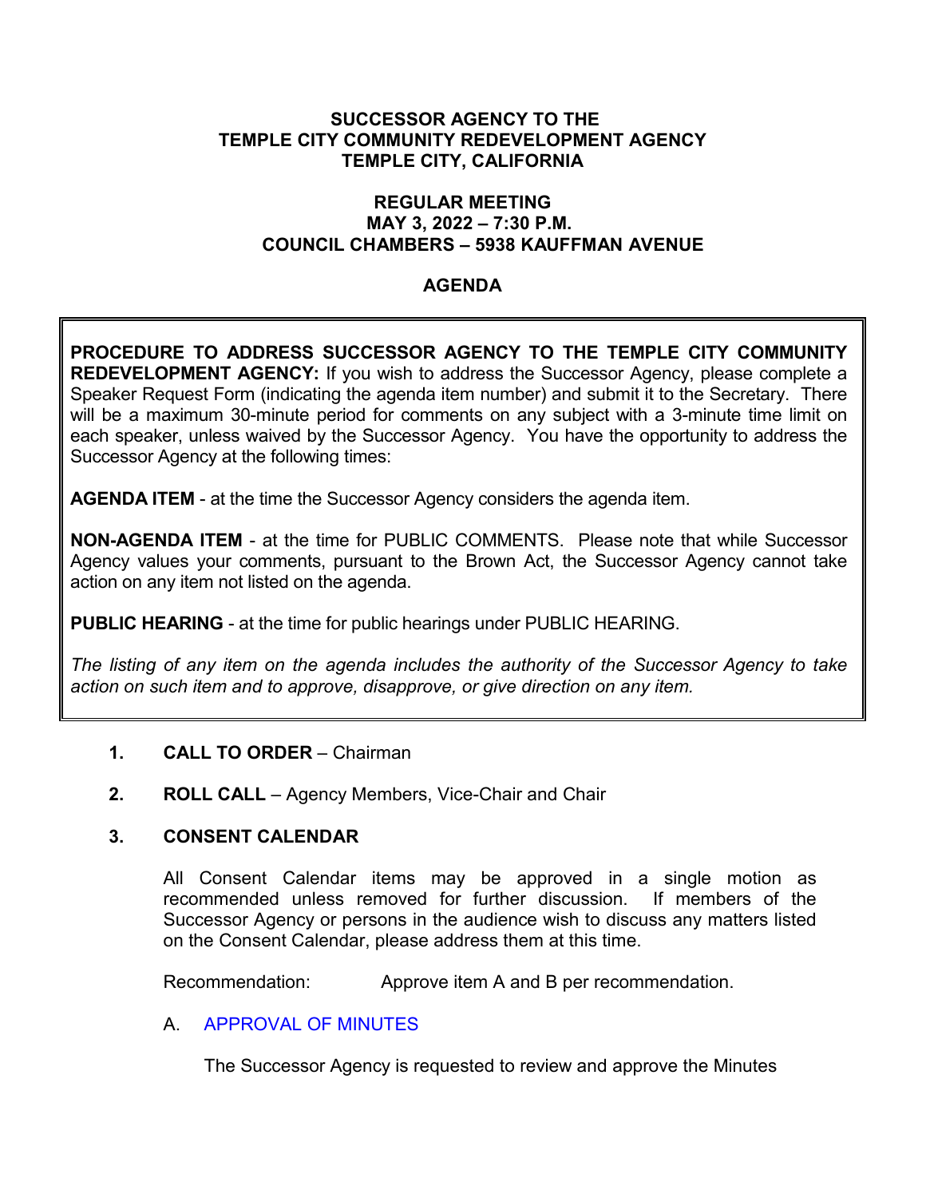**SUCCESSOR AGENCY TO THE**
**TEMPLE CITY COMMUNITY REDEVELOPMENT AGENCY**
**TEMPLE CITY, CALIFORNIA**

**REGULAR MEETING**
**MAY 3, 2022 – 7:30 P.M.**
**COUNCIL CHAMBERS – 5938 KAUFFMAN AVENUE**

# AGENDA

**PROCEDURE TO ADDRESS SUCCESSOR AGENCY TO THE TEMPLE CITY COMMUNITY REDEVELOPMENT AGENCY:** If you wish to address the Successor Agency, please complete a Speaker Request Form (indicating the agenda item number) and submit it to the Secretary. There will be a maximum 30-minute period for comments on any subject with a 3-minute time limit on each speaker, unless waived by the Successor Agency. You have the opportunity to address the Successor Agency at the following times:

**AGENDA ITEM** - at the time the Successor Agency considers the agenda item.

**NON-AGENDA ITEM** - at the time for PUBLIC COMMENTS. Please note that while Successor Agency values your comments, pursuant to the Brown Act, the Successor Agency cannot take action on any item not listed on the agenda.

**PUBLIC HEARING** - at the time for public hearings under PUBLIC HEARING.

*The listing of any item on the agenda includes the authority of the Successor Agency to take action on such item and to approve, disapprove, or give direction on any item.*

1. **CALL TO ORDER** – Chairman

2. **ROLL CALL** – Agency Members, Vice-Chair and Chair

3. **CONSENT CALENDAR**

   All Consent Calendar items may be approved in a single motion as recommended unless removed for further discussion. If members of the Successor Agency or persons in the audience wish to discuss any matters listed on the Consent Calendar, please address them at this time.

   Recommendation: Approve item A and B per recommendation.

   A. APPROVAL OF MINUTES

      The Successor Agency is requested to review and approve the Minutes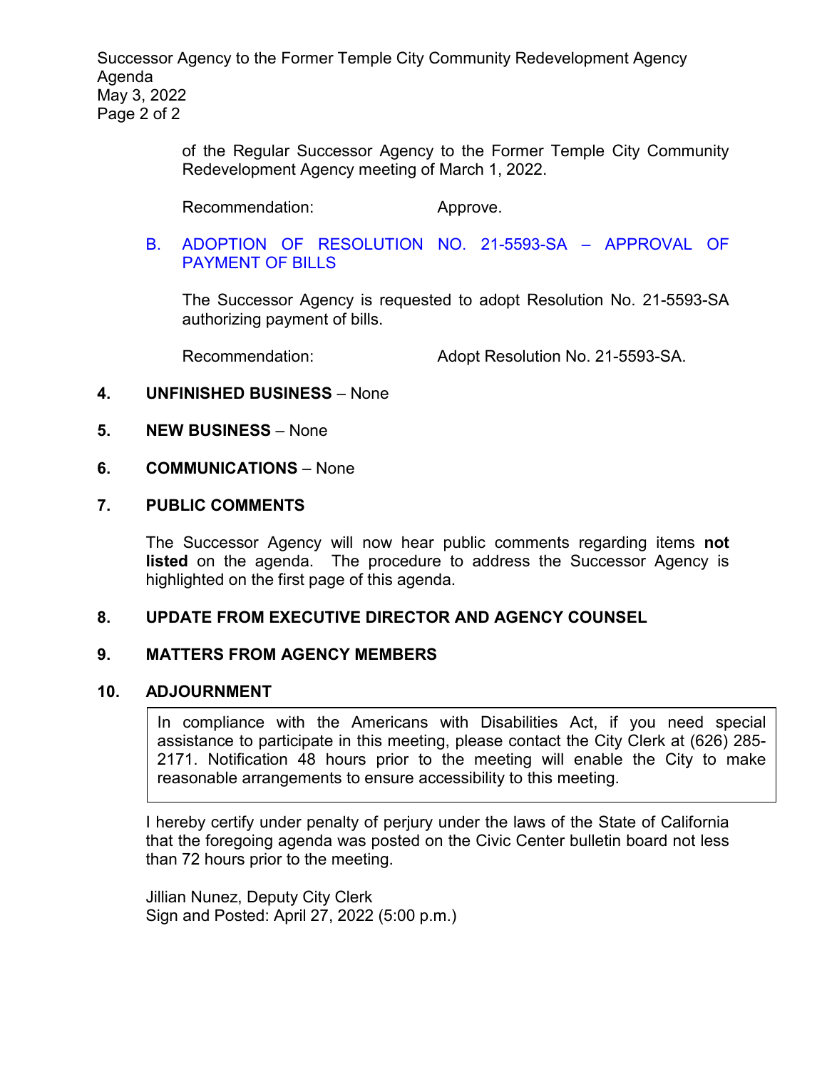of the Regular Successor Agency to the Former Temple City Community Redevelopment Agency meeting of March 1, 2022.

Recommendation: Approve.

B. ADOPTION OF RESOLUTION NO. 21-5593-SA – APPROVAL OF PAYMENT OF BILLS

The Successor Agency is requested to adopt Resolution No. 21-5593-SA authorizing payment of bills.

Recommendation: Adopt Resolution No. 21-5593-SA.

**4. UNFINISHED BUSINESS** – None

**5. NEW BUSINESS** – None

**6. COMMUNICATIONS** – None

**7. PUBLIC COMMENTS**

The Successor Agency will now hear public comments regarding items **not listed** on the agenda. The procedure to address the Successor Agency is highlighted on the first page of this agenda.

**8. UPDATE FROM EXECUTIVE DIRECTOR AND AGENCY COUNSEL**

**9. MATTERS FROM AGENCY MEMBERS**

**10. ADJOURNMENT**

In compliance with the Americans with Disabilities Act, if you need special assistance to participate in this meeting, please contact the City Clerk at (626) 285-2171. Notification 48 hours prior to the meeting will enable the City to make reasonable arrangements to ensure accessibility to this meeting.

I hereby certify under penalty of perjury under the laws of the State of California that the foregoing agenda was posted on the Civic Center bulletin board not less than 72 hours prior to the meeting.

Jillian Nunez, Deputy City Clerk
Sign and Posted: April 27, 2022 (5:00 p.m.)